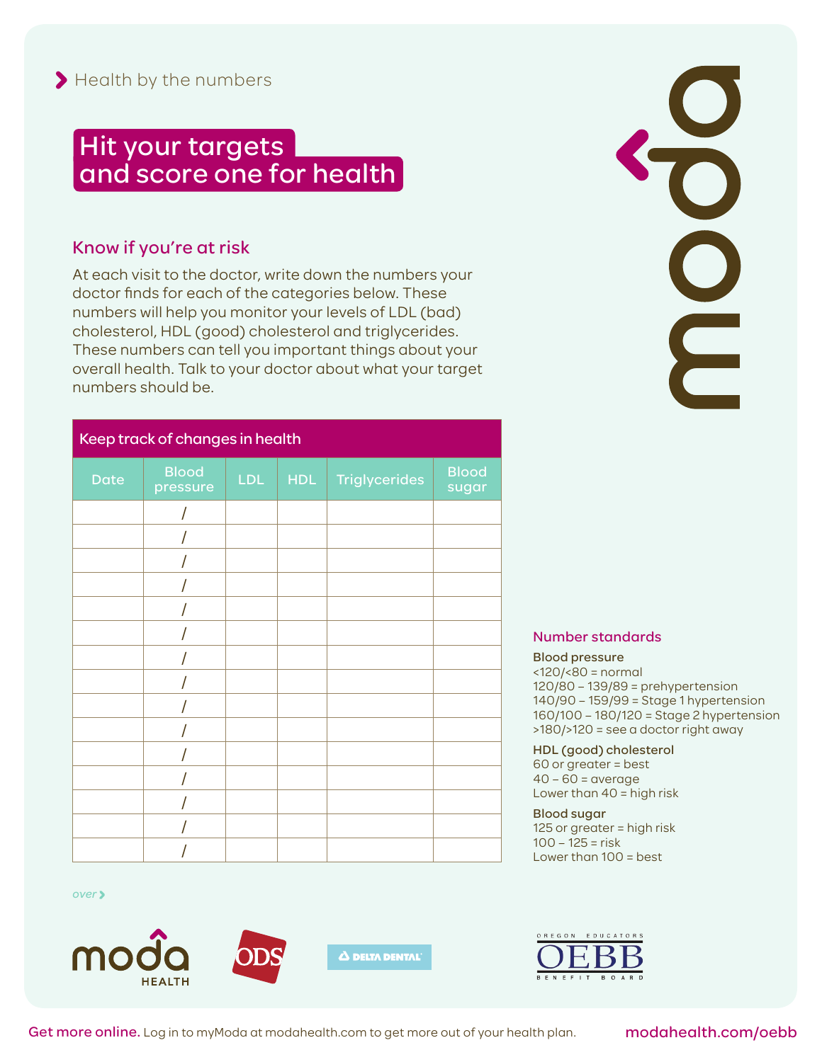Health by the numbers

# Hit your targets and score one for health

## Know if you're at risk

At each visit to the doctor, write down the numbers your doctor finds for each of the categories below. These numbers will help you monitor your levels of LDL (bad) cholesterol, HDL (good) cholesterol and triglycerides. These numbers can tell you important things about your overall health. Talk to your doctor about what your target numbers should be.

**Keep track of changes in health**

| Date | Blood pressure | LDL | HDL | Triglycerides | Blood sugar |
|---|---|---|---|---|---|
| | / | | | | |
| | / | | | | |
| | / | | | | |
| | / | | | | |
| | / | | | | |
| | / | | | | |
| | / | | | | |
| | / | | | | |
| | / | | | | |
| | / | | | | |
| | / | | | | |
| | / | | | | |
| | / | | | | |
| | / | | | | |
| | / | | | | |

## Number standards

**Blood pressure**
<120/<80 = normal
120/80 – 139/89 = prehypertension
140/90 – 159/99 = Stage 1 hypertension
160/100 – 180/120 = Stage 2 hypertension
>180/>120 = see a doctor right away

**HDL (good) cholesterol**
60 or greater = best
40 – 60 = average
Lower than 40 = high risk

**Blood sugar**
125 or greater = high risk
100 – 125 = risk
Lower than 100 = best

*over*

moda HEALTH | ODS | DELTA DENTAL | OREGON EDUCATORS OEBB BENEFIT BOARD

**Get more online.** Log in to myModa at modahealth.com to get more out of your health plan. **modahealth.com/oebb**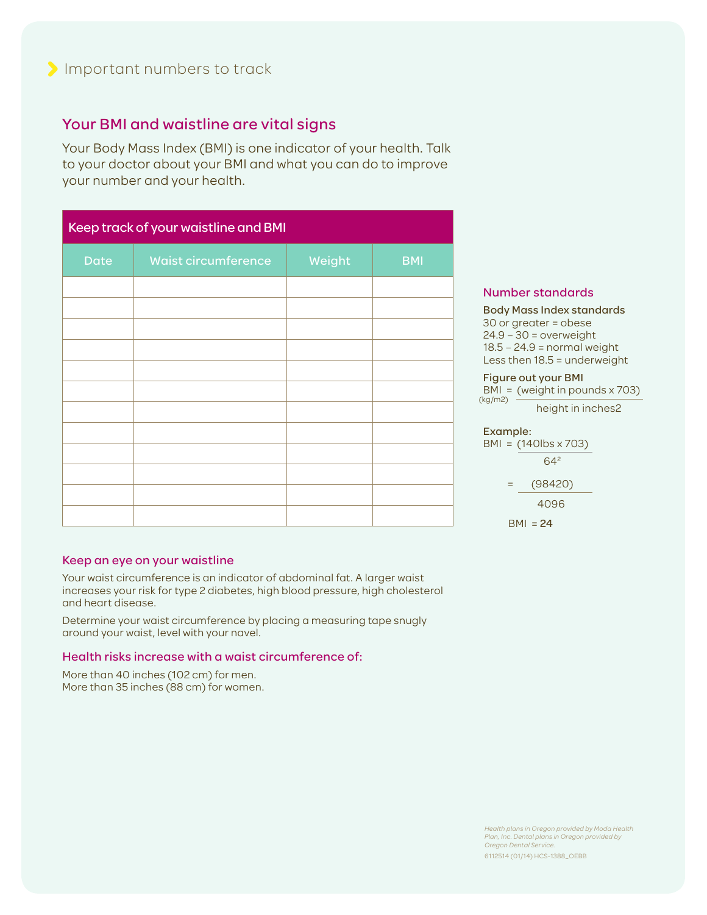Important numbers to track

## Your BMI and waistline are vital signs

Your Body Mass Index (BMI) is one indicator of your health. Talk to your doctor about your BMI and what you can do to improve your number and your health.

| Keep track of your waistline and BMI | | | |
|---|---|---|---|
| Date | Waist circumference | Weight | BMI |
| | | | |
| | | | |
| | | | |
| | | | |
| | | | |
| | | | |
| | | | |
| | | | |
| | | | |
| | | | |
| | | | |
| | | | |

### Keep an eye on your waistline

Your waist circumference is an indicator of abdominal fat. A larger waist increases your risk for type 2 diabetes, high blood pressure, high cholesterol and heart disease.

Determine your waist circumference by placing a measuring tape snugly around your waist, level with your navel.

### Health risks increase with a waist circumference of:

More than 40 inches (102 cm) for men.
More than 35 inches (88 cm) for women.

### Number standards

**Body Mass Index standards**

30 or greater = obese
24.9 – 30 = overweight
18.5 – 24.9 = normal weight
Less then 18.5 = underweight

**Figure out your BMI**

$$\text{BMI}_{(kg/m2)} = \frac{(\text{weight in pounds} \times 703)}{\text{height in inches2}}$$

**Example:**

$$\text{BMI} = \frac{(140\text{lbs} \times 703)}{64^2}$$

$$= \frac{(98420)}{4096}$$

BMI = **24**

*Health plans in Oregon provided by Moda Health Plan, Inc. Dental plans in Oregon provided by Oregon Dental Service.*

6112514 (01/14) HCS-1388_OEBB